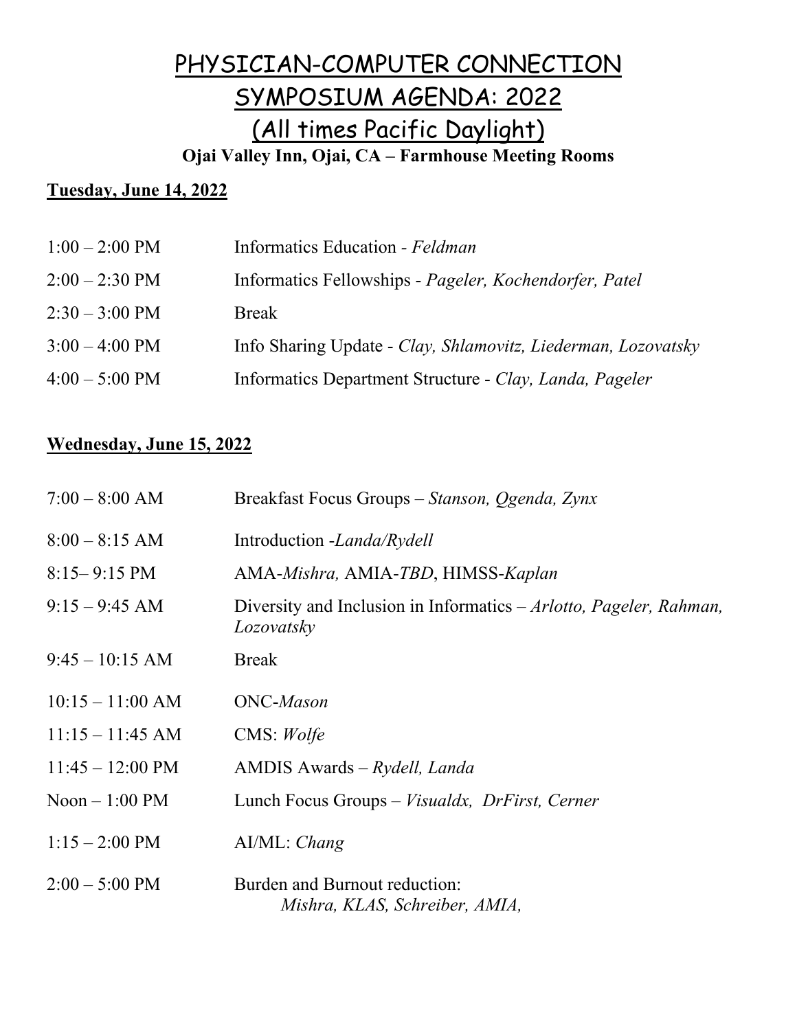# PHYSICIAN-COMPUTER CONNECTION SYMPOSIUM AGENDA: 2022

## (All times Pacific Daylight)

**Ojai Valley Inn, Ojai, CA – Farmhouse Meeting Rooms**

### Tuesday, June 14, 2022

| | |
|---|---|
| 1:00 – 2:00 PM | Informatics Education - *Feldman* |
| 2:00 – 2:30 PM | Informatics Fellowships - *Pageler, Kochendorfer, Patel* |
| 2:30 – 3:00 PM | Break |
| 3:00 – 4:00 PM | Info Sharing Update - *Clay, Shlamovitz, Liederman, Lozovatsky* |
| 4:00 – 5:00 PM | Informatics Department Structure - *Clay, Landa, Pageler* |

### Wednesday, June 15, 2022

| | |
|---|---|
| 7:00 – 8:00 AM | Breakfast Focus Groups – *Stanson, Qgenda, Zynx* |
| 8:00 – 8:15 AM | Introduction -*Landa/Rydell* |
| 8:15– 9:15 PM | AMA-*Mishra,* AMIA-*TBD*, HIMSS-*Kaplan* |
| 9:15 – 9:45 AM | Diversity and Inclusion in Informatics – *Arlotto, Pageler, Rahman, Lozovatsky* |
| 9:45 – 10:15 AM | Break |
| 10:15 – 11:00 AM | ONC-*Mason* |
| 11:15 – 11:45 AM | CMS: *Wolfe* |
| 11:45 – 12:00 PM | AMDIS Awards – *Rydell, Landa* |
| Noon – 1:00 PM | Lunch Focus Groups – *Visualdx, DrFirst, Cerner* |
| 1:15 – 2:00 PM | AI/ML: *Chang* |
| 2:00 – 5:00 PM | Burden and Burnout reduction: *Mishra, KLAS, Schreiber, AMIA,* |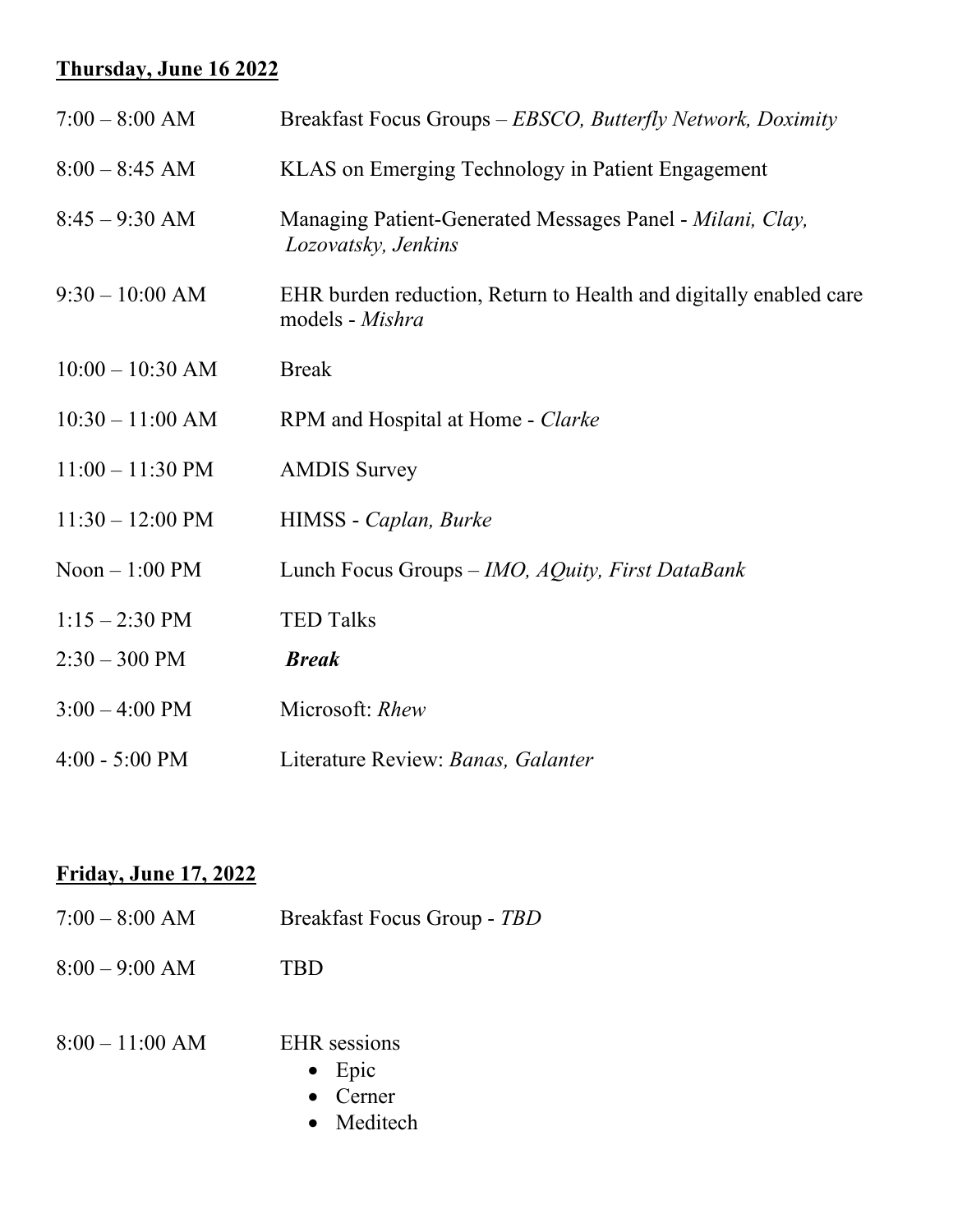**Thursday, June 16 2022**

| | |
|---|---|
| 7:00 – 8:00 AM | Breakfast Focus Groups – *EBSCO, Butterfly Network, Doximity* |
| 8:00 – 8:45 AM | KLAS on Emerging Technology in Patient Engagement |
| 8:45 – 9:30 AM | Managing Patient-Generated Messages Panel - *Milani, Clay, Lozovatsky, Jenkins* |
| 9:30 – 10:00 AM | EHR burden reduction, Return to Health and digitally enabled care models - *Mishra* |
| 10:00 – 10:30 AM | Break |
| 10:30 – 11:00 AM | RPM and Hospital at Home - *Clarke* |
| 11:00 – 11:30 PM | AMDIS Survey |
| 11:30 – 12:00 PM | HIMSS - *Caplan, Burke* |
| Noon – 1:00 PM | Lunch Focus Groups – *IMO, AQuity, First DataBank* |
| 1:15 – 2:30 PM | TED Talks |
| 2:30 – 300 PM | ***Break*** |
| 3:00 – 4:00 PM | Microsoft: *Rhew* |
| 4:00 - 5:00 PM | Literature Review: *Banas, Galanter* |

**Friday, June 17, 2022**

| | |
|---|---|
| 7:00 – 8:00 AM | Breakfast Focus Group - *TBD* |
| 8:00 – 9:00 AM | TBD |
| 8:00 – 11:00 AM | EHR sessions<br>• Epic<br>• Cerner<br>• Meditech |